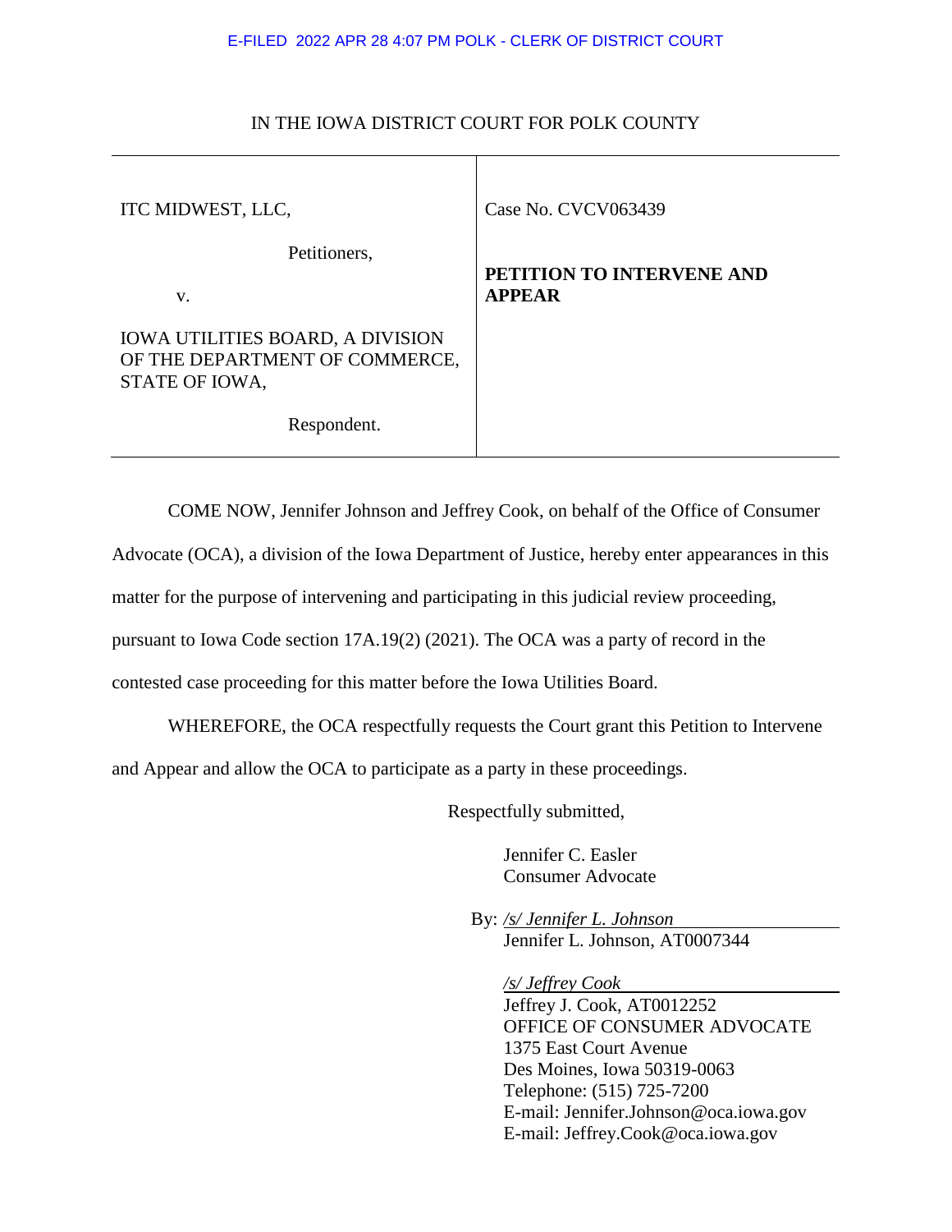E-FILED 2022 APR 28 4:07 PM POLK - CLERK OF DISTRICT COURT

IN THE IOWA DISTRICT COURT FOR POLK COUNTY

| | |
|---|---|
| ITC MIDWEST, LLC,<br><br>Petitioners,<br><br>v.<br><br>IOWA UTILITIES BOARD, A DIVISION OF THE DEPARTMENT OF COMMERCE, STATE OF IOWA,<br><br>Respondent. | Case No. CVCV063439<br><br>**PETITION TO INTERVENE AND APPEAR** |

COME NOW, Jennifer Johnson and Jeffrey Cook, on behalf of the Office of Consumer Advocate (OCA), a division of the Iowa Department of Justice, hereby enter appearances in this matter for the purpose of intervening and participating in this judicial review proceeding, pursuant to Iowa Code section 17A.19(2) (2021). The OCA was a party of record in the contested case proceeding for this matter before the Iowa Utilities Board.

WHEREFORE, the OCA respectfully requests the Court grant this Petition to Intervene and Appear and allow the OCA to participate as a party in these proceedings.

Respectfully submitted,

Jennifer C. Easler
Consumer Advocate

By: */s/ Jennifer L. Johnson*
Jennifer L. Johnson, AT0007344

*/s/ Jeffrey Cook*
Jeffrey J. Cook, AT0012252
OFFICE OF CONSUMER ADVOCATE
1375 East Court Avenue
Des Moines, Iowa 50319-0063
Telephone: (515) 725-7200
E-mail: Jennifer.Johnson@oca.iowa.gov
E-mail: Jeffrey.Cook@oca.iowa.gov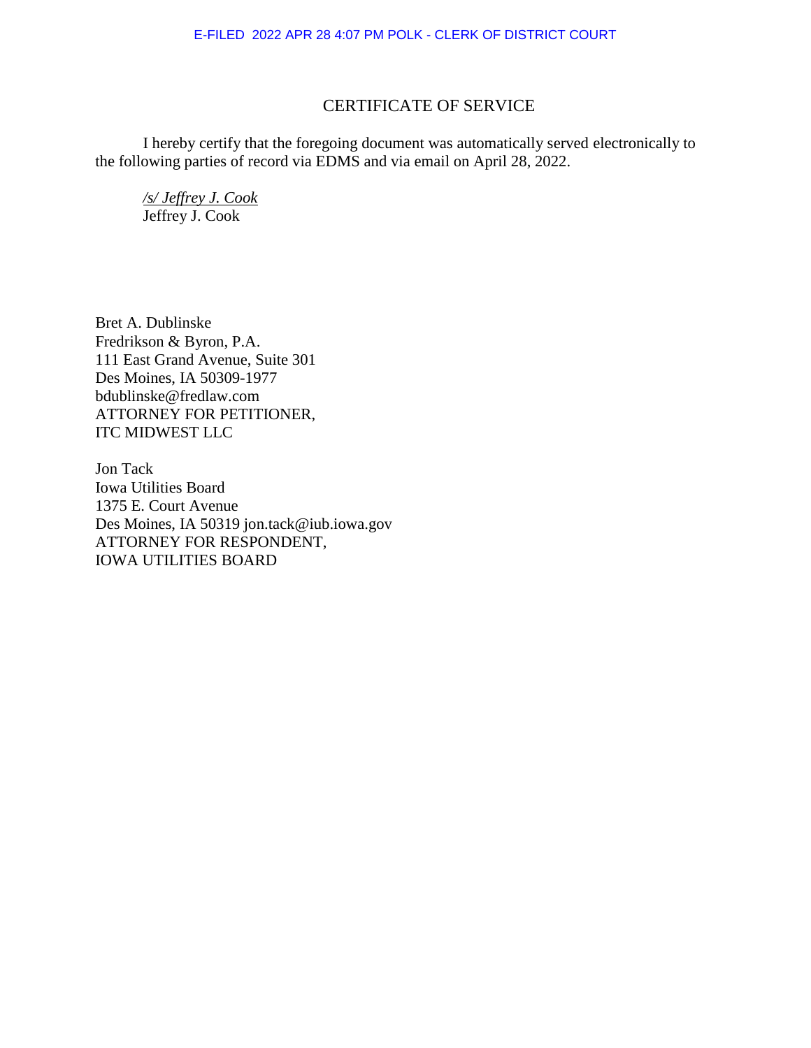E-FILED 2022 APR 28 4:07 PM POLK - CLERK OF DISTRICT COURT

## CERTIFICATE OF SERVICE

I hereby certify that the foregoing document was automatically served electronically to the following parties of record via EDMS and via email on April 28, 2022.

*/s/ Jeffrey J. Cook*
Jeffrey J. Cook

Bret A. Dublinske
Fredrikson & Byron, P.A.
111 East Grand Avenue, Suite 301
Des Moines, IA 50309-1977
bdublinske@fredlaw.com
ATTORNEY FOR PETITIONER,
ITC MIDWEST LLC

Jon Tack
Iowa Utilities Board
1375 E. Court Avenue
Des Moines, IA 50319 jon.tack@iub.iowa.gov
ATTORNEY FOR RESPONDENT,
IOWA UTILITIES BOARD